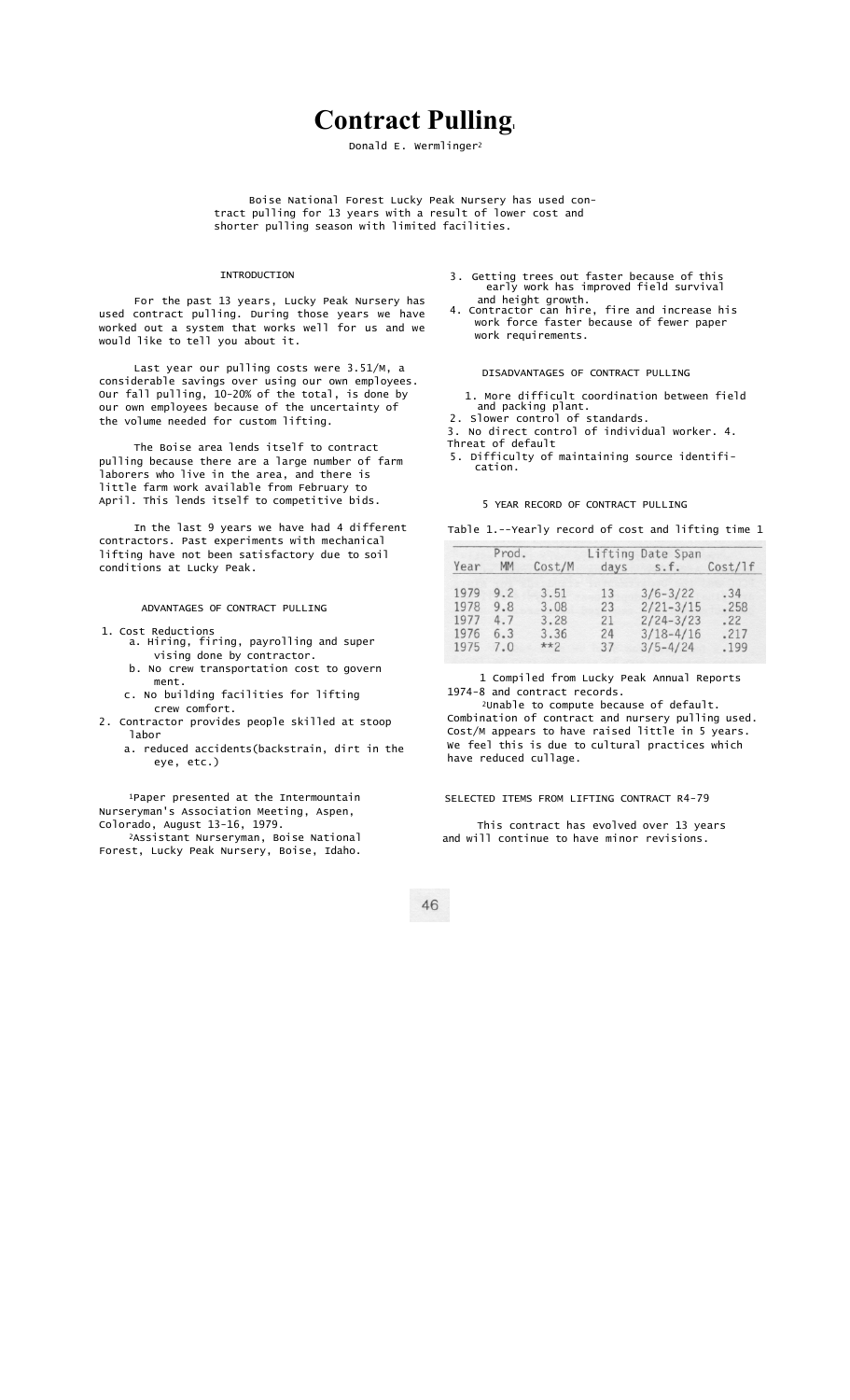# Contract Pulling[1]

Donald E. Wermlinger[2]

Boise National Forest Lucky Peak Nursery has used contract pulling for 13 years with a result of lower cost and shorter pulling season with limited facilities.

## INTRODUCTION

For the past 13 years, Lucky Peak Nursery has used contract pulling. During those years we have worked out a system that works well for us and we would like to tell you about it.

Last year our pulling costs were 3.51/M, a considerable savings over using our own employees. Our fall pulling, 10-20% of the total, is done by our own employees because of the uncertainty of the volume needed for custom lifting.

The Boise area lends itself to contract pulling because there are a large number of farm laborers who live in the area, and there is little farm work available from February to April. This lends itself to competitive bids.

In the last 9 years we have had 4 different contractors. Past experiments with mechanical lifting have not been satisfactory due to soil conditions at Lucky Peak.

## ADVANTAGES OF CONTRACT PULLING

1. Cost Reductions
   a. Hiring, firing, payrolling and super vising done by contractor.
   b. No crew transportation cost to government.
   c. No building facilities for lifting crew comfort.
2. Contractor provides people skilled at stoop labor
   a. reduced accidents(backstrain, dirt in the eye, etc.)
3. Getting trees out faster because of this early work has improved field survival and height growth.
4. Contractor can hire, fire and increase his work force faster because of fewer paper work requirements.

## DISADVANTAGES OF CONTRACT PULLING

1. More difficult coordination between field and packing plant.
2. Slower control of standards.
3. No direct control of individual worker.
4. Threat of default
5. Difficulty of maintaining source identification.

## 5 YEAR RECORD OF CONTRACT PULLING

Table 1.--Yearly record of cost and lifting time 1

| Year | Prod. MM | Cost/M | Lifting Date Span days | s.f. | Cost/lf |
|---|---|---|---|---|---|
| 1979 | 9.2 | 3.51 | 13 | 3/6-3/22 | .34 |
| 1978 | 9.8 | 3.08 | 23 | 2/21-3/15 | .258 |
| 1977 | 4.7 | 3.28 | 21 | 2/24-3/23 | .22 |
| 1976 | 6.3 | 3.36 | 24 | 3/18-4/16 | .217 |
| 1975 | 7.0 | **2 | 37 | 3/5-4/24 | .199 |

1 Compiled from Lucky Peak Annual Reports 1974-8 and contract records.

2 Unable to compute because of default. Combination of contract and nursery pulling used. Cost/M appears to have raised little in 5 years. We feel this is due to cultural practices which have reduced cullage.

## SELECTED ITEMS FROM LIFTING CONTRACT R4-79

This contract has evolved over 13 years and will continue to have minor revisions.

[1] Paper presented at the Intermountain Nurseryman's Association Meeting, Aspen, Colorado, August 13-16, 1979.

[2] Assistant Nurseryman, Boise National Forest, Lucky Peak Nursery, Boise, Idaho.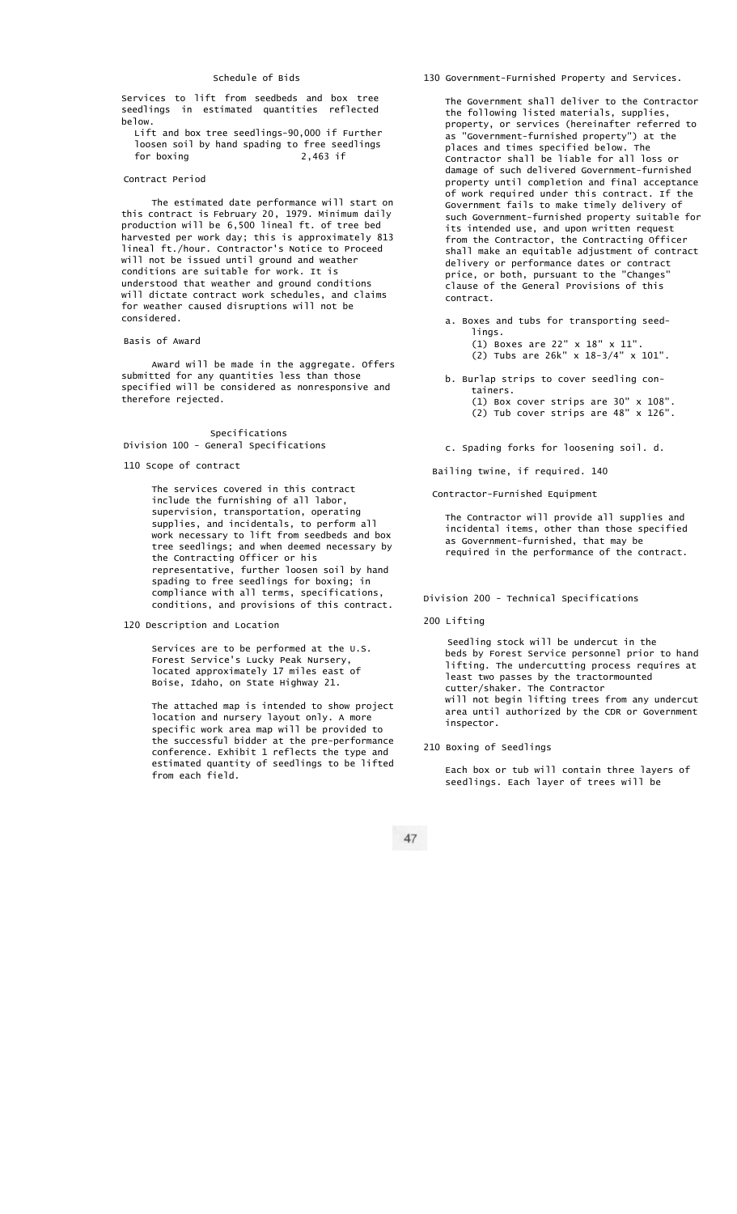Schedule of Bids

Services to lift from seedbeds and box tree seedlings in estimated quantities reflected below.

Lift and box tree seedlings-90,000 if Further loosen soil by hand spading to free seedlings for boxing 2,463 if

Contract Period

The estimated date performance will start on this contract is February 20, 1979. Minimum daily production will be 6,500 lineal ft. of tree bed harvested per work day; this is approximately 813 lineal ft./hour. Contractor's Notice to Proceed will not be issued until ground and weather conditions are suitable for work. It is understood that weather and ground conditions will dictate contract work schedules, and claims for weather caused disruptions will not be considered.

Basis of Award

Award will be made in the aggregate. Offers submitted for any quantities less than those specified will be considered as nonresponsive and therefore rejected.

Specifications
Division 100 - General Specifications

110 Scope of contract

The services covered in this contract include the furnishing of all labor, supervision, transportation, operating supplies, and incidentals, to perform all work necessary to lift from seedbeds and box tree seedlings; and when deemed necessary by the Contracting Officer or his representative, further loosen soil by hand spading to free seedlings for boxing; in compliance with all terms, specifications, conditions, and provisions of this contract.

120 Description and Location

Services are to be performed at the U.S. Forest Service's Lucky Peak Nursery, located approximately 17 miles east of Boise, Idaho, on State Highway 21.

The attached map is intended to show project location and nursery layout only. A more specific work area map will be provided to the successful bidder at the pre-performance conference. Exhibit 1 reflects the type and estimated quantity of seedlings to be lifted from each field.

130 Government-Furnished Property and Services.

The Government shall deliver to the Contractor the following listed materials, supplies, property, or services (hereinafter referred to as "Government-furnished property") at the places and times specified below. The Contractor shall be liable for all loss or damage of such delivered Government-furnished property until completion and final acceptance of work required under this contract. If the Government fails to make timely delivery of such Government-furnished property suitable for its intended use, and upon written request from the Contractor, the Contracting Officer shall make an equitable adjustment of contract delivery or performance dates or contract price, or both, pursuant to the "Changes" clause of the General Provisions of this contract.

a. Boxes and tubs for transporting seedlings.
   (1) Boxes are 22" x 18" x 11".
   (2) Tubs are 26k" x 18-3/4" x 101".

b. Burlap strips to cover seedling containers.
   (1) Box cover strips are 30" x 108".
   (2) Tub cover strips are 48" x 126".

c. Spading forks for loosening soil. d.

Bailing twine, if required. 140

Contractor-Furnished Equipment

The Contractor will provide all supplies and incidental items, other than those specified as Government-furnished, that may be required in the performance of the contract.

Division 200 - Technical Specifications

200 Lifting

Seedling stock will be undercut in the beds by Forest Service personnel prior to hand lifting. The undercutting process requires at least two passes by the tractormounted cutter/shaker. The Contractor will not begin lifting trees from any undercut area until authorized by the CDR or Government inspector.

210 Boxing of Seedlings

Each box or tub will contain three layers of seedlings. Each layer of trees will be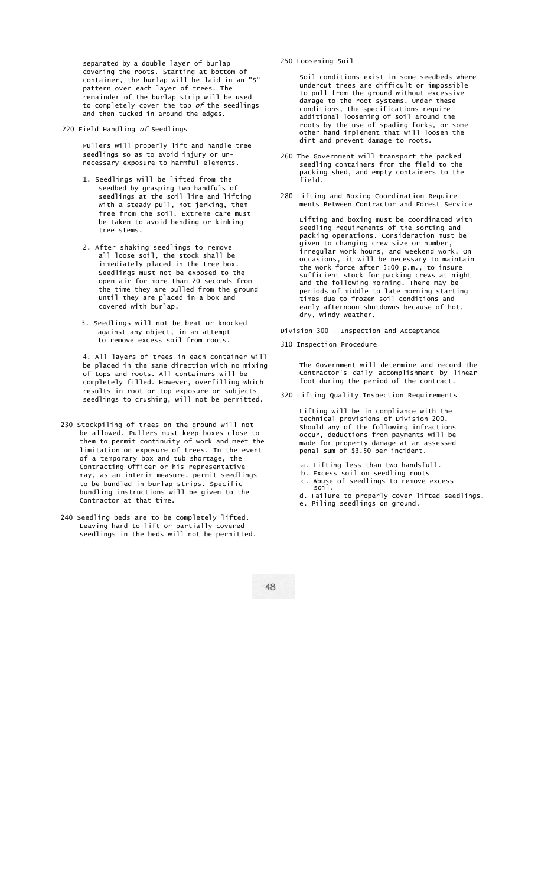separated by a double layer of burlap covering the roots. Starting at bottom of container, the burlap will be laid in an "S" pattern over each layer of trees. The remainder of the burlap strip will be used to completely cover the top *of* the seedlings and then tucked in around the edges.

220 Field Handling *of* Seedlings

Pullers will properly lift and handle tree seedlings so as to avoid injury or unnecessary exposure to harmful elements.

1. Seedlings will be lifted from the seedbed by grasping two handfuls of seedlings at the soil line and lifting with a steady pull, not jerking, them free from the soil. Extreme care must be taken to avoid bending or kinking tree stems.

2. After shaking seedlings to remove all loose soil, the stock shall be immediately placed in the tree box. Seedlings must not be exposed to the open air for more than 20 seconds from the time they are pulled from the ground until they are placed in a box and covered with burlap.

3. Seedlings will not be beat or knocked against any object, in an attempt to remove excess soil from roots.

4. All layers of trees in each container will be placed in the same direction with no mixing of tops and roots. All containers will be completely filled. However, overfilling which results in root or top exposure or subjects seedlings to crushing, will not be permitted.

230 Stockpiling of trees on the ground will not be allowed. Pullers must keep boxes close to them to permit continuity of work and meet the limitation on exposure of trees. In the event of a temporary box and tub shortage, the Contracting Officer or his representative may, as an interim measure, permit seedlings to be bundled in burlap strips. Specific bundling instructions will be given to the Contractor at that time.

240 Seedling beds are to be completely lifted. Leaving hard-to-lift or partially covered seedlings in the beds will not be permitted.

250 Loosening Soil

Soil conditions exist in some seedbeds where undercut trees are difficult or impossible to pull from the ground without excessive damage to the root systems. Under these conditions, the specifications require additional loosening of soil around the roots by the use of spading forks, or some other hand implement that will loosen the dirt and prevent damage to roots.

260 The Government will transport the packed seedling containers from the field to the packing shed, and empty containers to the field.

280 Lifting and Boxing Coordination Requirements Between Contractor and Forest Service

Lifting and boxing must be coordinated with seedling requirements of the sorting and packing operations. Consideration must be given to changing crew size or number, irregular work hours, and weekend work. On occasions, it will be necessary to maintain the work force after 5:00 p.m., to insure sufficient stock for packing crews at night and the following morning. There may be periods of middle to late morning starting times due to frozen soil conditions and early afternoon shutdowns because of hot, dry, windy weather.

## Division 300 - Inspection and Acceptance

310 Inspection Procedure

The Government will determine and record the Contractor's daily accomplishment by linear foot during the period of the contract.

320 Lifting Quality Inspection Requirements

Lifting will be in compliance with the technical provisions of Division 200. Should any of the following infractions occur, deductions from payments will be made for property damage at an assessed penal sum of $3.50 per incident.

a. Lifting less than two handsfull.
b. Excess soil on seedling roots
c. Abuse of seedlings to remove excess soil.
d. Failure to properly cover lifted seedlings.
e. Piling seedlings on ground.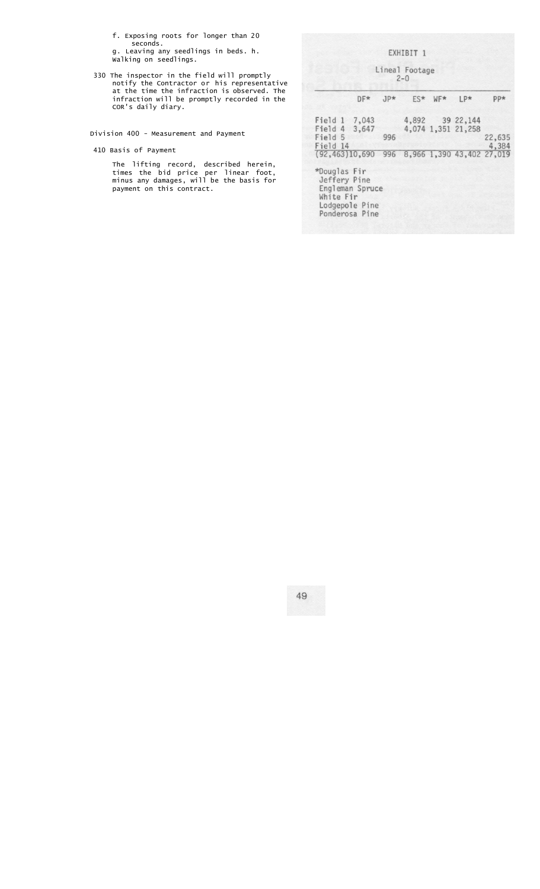f. Exposing roots for longer than 20 seconds.
g. Leaving any seedlings in beds. h. Walking on seedlings.

330 The inspector in the field will promptly notify the Contractor or his representative at the time the infraction is observed. The infraction will be promptly recorded in the COR's daily diary.

Division 400 - Measurement and Payment

410 Basis of Payment

The lifting record, described herein, times the bid price per linear foot, minus any damages, will be the basis for payment on this contract.

EXHIBIT 1

Lineal Footage
2-0

| | DF* | JP* | ES* | WF* | LP* | PP* |
|---|---|---|---|---|---|---|
| Field 1 | 7,043 | | 4,892 | 39 | 22,144 | |
| Field 4 | 3,647 | | 4,074 | 1,351 | 21,258 | |
| Field 5 | | 996 | | | | 22,635 |
| Field 14 | | | | | | 4,384 |
| (92,463) | 10,690 | 996 | 8,966 | 1,390 | 43,402 | 27,019 |

*Douglas Fir
Jeffery Pine
Engleman Spruce
White Fir
Lodgepole Pine
Ponderosa Pine